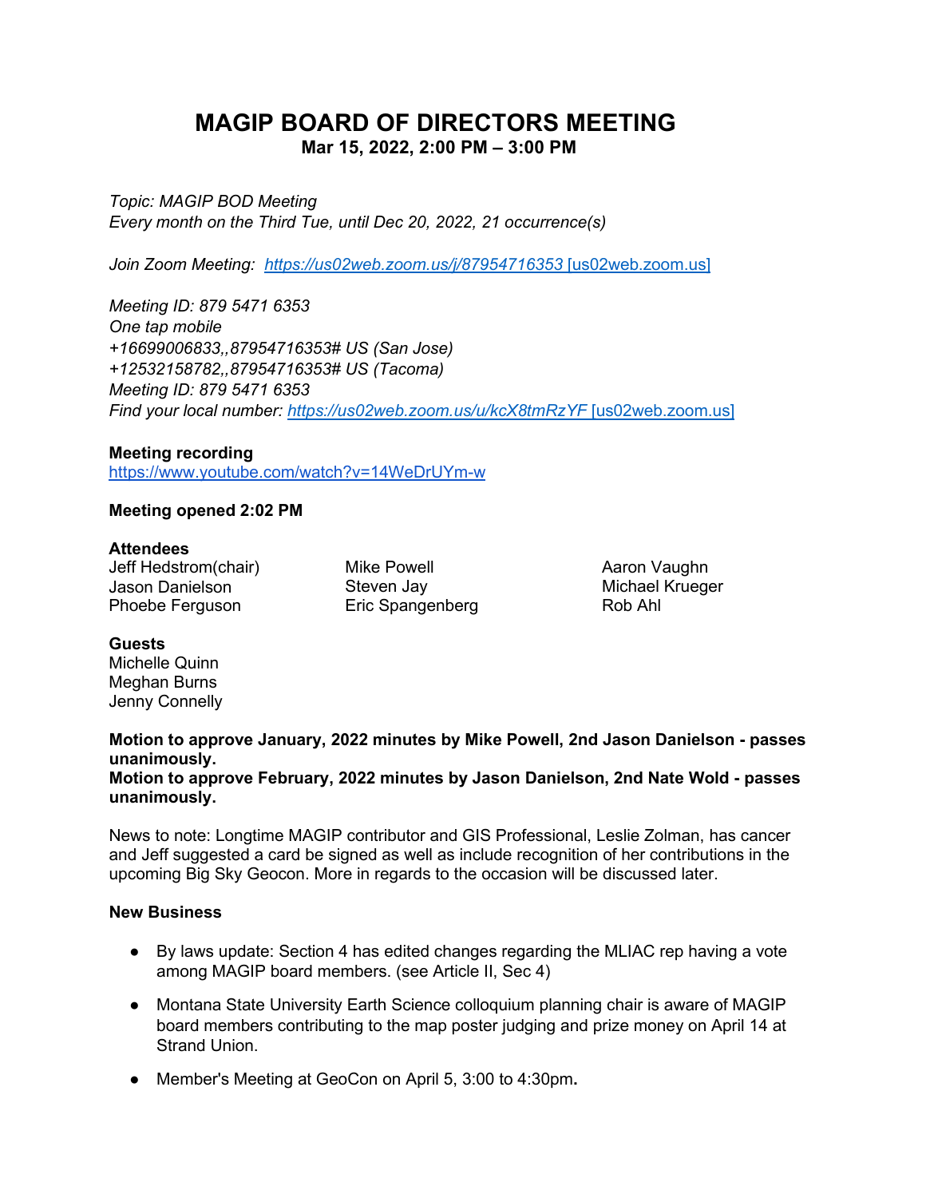# MAGIP BOARD OF DIRECTORS MEETING

**Mar 15, 2022, 2:00 PM – 3:00 PM**

*Topic: MAGIP BOD Meeting*
*Every month on the Third Tue, until Dec 20, 2022, 21 occurrence(s)*

*Join Zoom Meeting: https://us02web.zoom.us/j/87954716353* [us02web.zoom.us]

*Meeting ID: 879 5471 6353*
*One tap mobile*
*+16699006833,,87954716353# US (San Jose)*
*+12532158782,,87954716353# US (Tacoma)*
*Meeting ID: 879 5471 6353*
*Find your local number: https://us02web.zoom.us/u/kcX8tmRzYF* [us02web.zoom.us]

**Meeting recording**
https://www.youtube.com/watch?v=14WeDrUYm-w

**Meeting opened 2:02 PM**

**Attendees**
Jeff Hedstrom(chair)
Jason Danielson
Phoebe Ferguson
Mike Powell
Steven Jay
Eric Spangenberg
Aaron Vaughn
Michael Krueger
Rob Ahl

**Guests**
Michelle Quinn
Meghan Burns
Jenny Connelly

**Motion to approve January, 2022 minutes by Mike Powell, 2nd Jason Danielson - passes unanimously.**
**Motion to approve February, 2022 minutes by Jason Danielson, 2nd Nate Wold - passes unanimously.**

News to note: Longtime MAGIP contributor and GIS Professional, Leslie Zolman, has cancer and Jeff suggested a card be signed as well as include recognition of her contributions in the upcoming Big Sky Geocon. More in regards to the occasion will be discussed later.

**New Business**

- By laws update: Section 4 has edited changes regarding the MLIAC rep having a vote among MAGIP board members. (see Article II, Sec 4)
- Montana State University Earth Science colloquium planning chair is aware of MAGIP board members contributing to the map poster judging and prize money on April 14 at Strand Union.
- Member's Meeting at GeoCon on April 5, 3:00 to 4:30pm**.**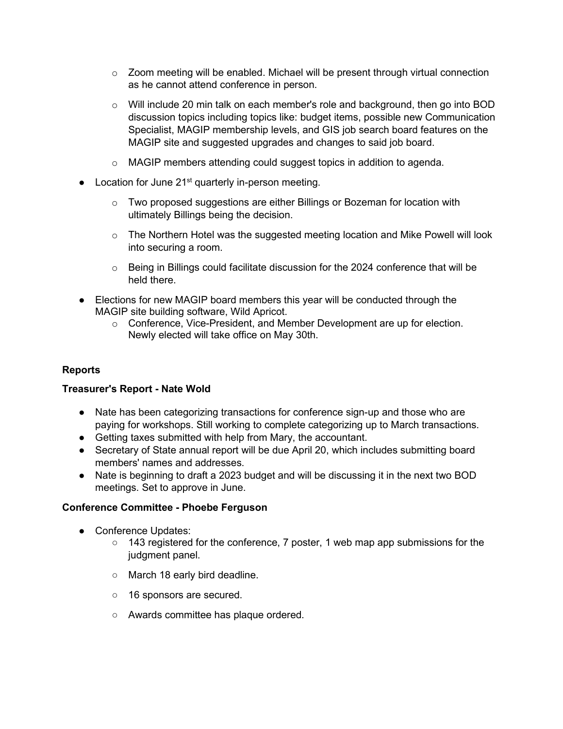- Zoom meeting will be enabled. Michael will be present through virtual connection as he cannot attend conference in person.
  - Will include 20 min talk on each member's role and background, then go into BOD discussion topics including topics like: budget items, possible new Communication Specialist, MAGIP membership levels, and GIS job search board features on the MAGIP site and suggested upgrades and changes to said job board.
  - MAGIP members attending could suggest topics in addition to agenda.
- Location for June 21st quarterly in-person meeting.
  - Two proposed suggestions are either Billings or Bozeman for location with ultimately Billings being the decision.
  - The Northern Hotel was the suggested meeting location and Mike Powell will look into securing a room.
  - Being in Billings could facilitate discussion for the 2024 conference that will be held there.
- Elections for new MAGIP board members this year will be conducted through the MAGIP site building software, Wild Apricot.
  - Conference, Vice-President, and Member Development are up for election. Newly elected will take office on May 30th.

**Reports**

**Treasurer's Report - Nate Wold**

- Nate has been categorizing transactions for conference sign-up and those who are paying for workshops. Still working to complete categorizing up to March transactions.
- Getting taxes submitted with help from Mary, the accountant.
- Secretary of State annual report will be due April 20, which includes submitting board members' names and addresses.
- Nate is beginning to draft a 2023 budget and will be discussing it in the next two BOD meetings. Set to approve in June.

**Conference Committee - Phoebe Ferguson**

- Conference Updates:
  - 143 registered for the conference, 7 poster, 1 web map app submissions for the judgment panel.
  - March 18 early bird deadline.
  - 16 sponsors are secured.
  - Awards committee has plaque ordered.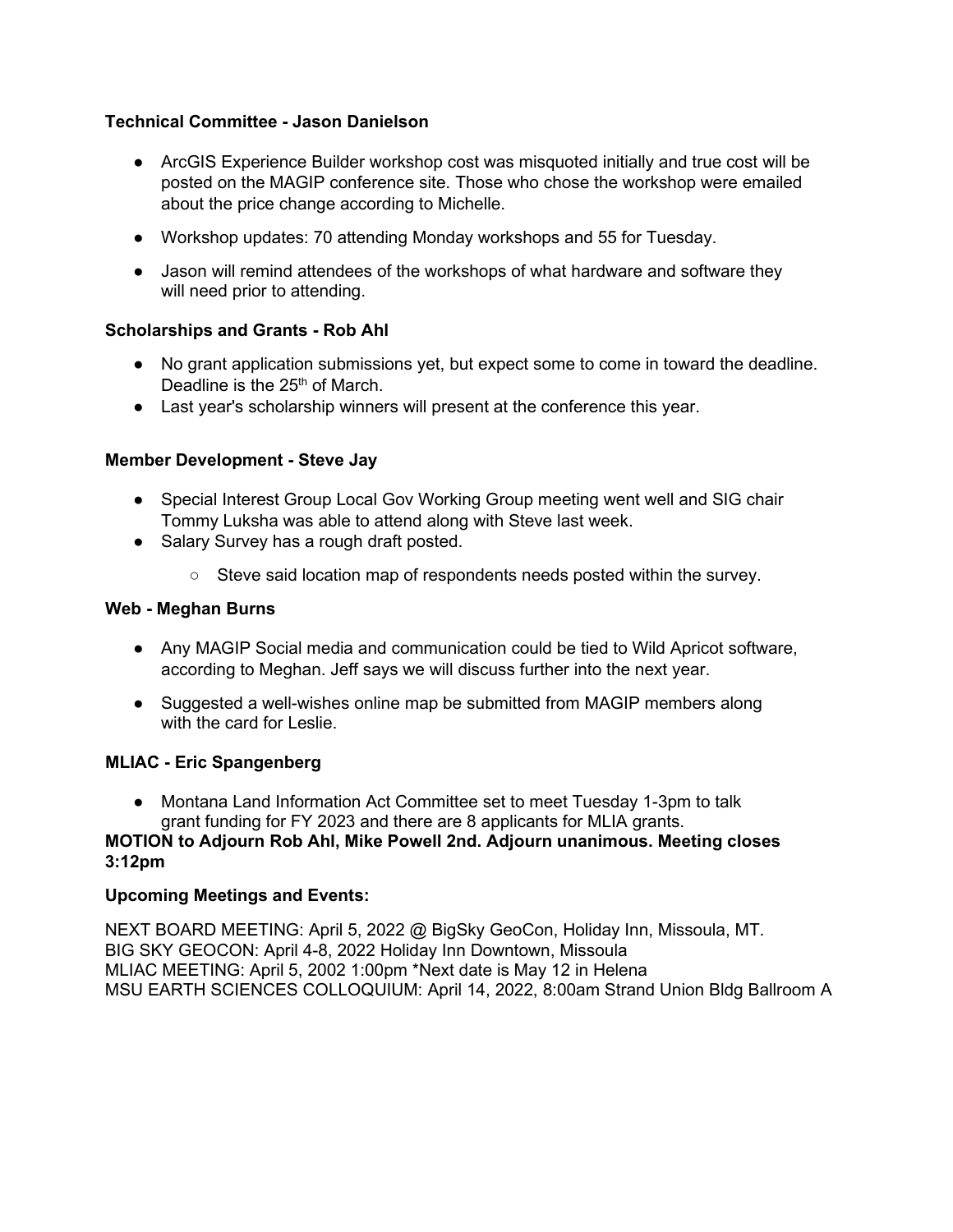**Technical Committee - Jason Danielson**

- ArcGIS Experience Builder workshop cost was misquoted initially and true cost will be posted on the MAGIP conference site. Those who chose the workshop were emailed about the price change according to Michelle.
- Workshop updates: 70 attending Monday workshops and 55 for Tuesday.
- Jason will remind attendees of the workshops of what hardware and software they will need prior to attending.

**Scholarships and Grants - Rob Ahl**

- No grant application submissions yet, but expect some to come in toward the deadline. Deadline is the 25th of March.
- Last year's scholarship winners will present at the conference this year.

**Member Development - Steve Jay**

- Special Interest Group Local Gov Working Group meeting went well and SIG chair Tommy Luksha was able to attend along with Steve last week.
- Salary Survey has a rough draft posted.
    - Steve said location map of respondents needs posted within the survey.

**Web - Meghan Burns**

- Any MAGIP Social media and communication could be tied to Wild Apricot software, according to Meghan. Jeff says we will discuss further into the next year.
- Suggested a well-wishes online map be submitted from MAGIP members along with the card for Leslie.

**MLIAC - Eric Spangenberg**

- Montana Land Information Act Committee set to meet Tuesday 1-3pm to talk grant funding for FY 2023 and there are 8 applicants for MLIA grants.

**MOTION to Adjourn Rob Ahl, Mike Powell 2nd. Adjourn unanimous. Meeting closes 3:12pm**

**Upcoming Meetings and Events:**

NEXT BOARD MEETING: April 5, 2022 @ BigSky GeoCon, Holiday Inn, Missoula, MT.
BIG SKY GEOCON: April 4-8, 2022 Holiday Inn Downtown, Missoula
MLIAC MEETING: April 5, 2002 1:00pm *Next date is May 12 in Helena
MSU EARTH SCIENCES COLLOQUIUM: April 14, 2022, 8:00am Strand Union Bldg Ballroom A